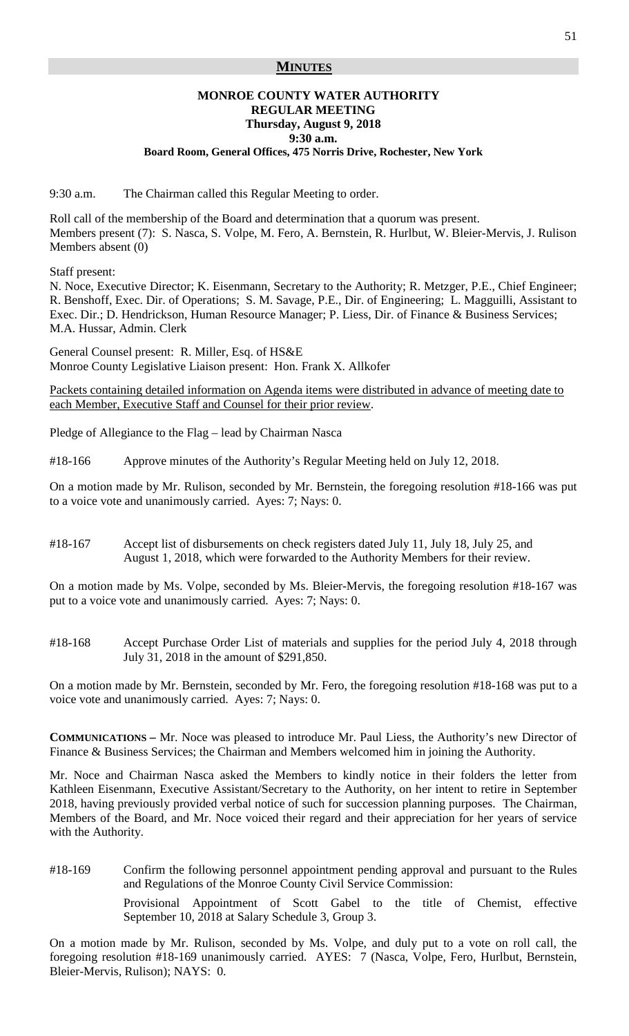## MINUTES

**MONROE COUNTY WATER AUTHORITY**
**REGULAR MEETING**
**Thursday, August 9, 2018**
**9:30 a.m.**
**Board Room, General Offices, 475 Norris Drive, Rochester, New York**

9:30 a.m. The Chairman called this Regular Meeting to order.

Roll call of the membership of the Board and determination that a quorum was present.
Members present (7): S. Nasca, S. Volpe, M. Fero, A. Bernstein, R. Hurlbut, W. Bleier-Mervis, J. Rulison
Members absent (0)

Staff present:
N. Noce, Executive Director; K. Eisenmann, Secretary to the Authority; R. Metzger, P.E., Chief Engineer; R. Benshoff, Exec. Dir. of Operations; S. M. Savage, P.E., Dir. of Engineering; L. Magguilli, Assistant to Exec. Dir.; D. Hendrickson, Human Resource Manager; P. Liess, Dir. of Finance & Business Services; M.A. Hussar, Admin. Clerk

General Counsel present: R. Miller, Esq. of HS&E
Monroe County Legislative Liaison present: Hon. Frank X. Allkofer

<u>Packets containing detailed information on Agenda items were distributed in advance of meeting date to each Member, Executive Staff and Counsel for their prior review</u>.

Pledge of Allegiance to the Flag – lead by Chairman Nasca

#18-166 Approve minutes of the Authority's Regular Meeting held on July 12, 2018.

On a motion made by Mr. Rulison, seconded by Mr. Bernstein, the foregoing resolution #18-166 was put to a voice vote and unanimously carried. Ayes: 7; Nays: 0.

#18-167 Accept list of disbursements on check registers dated July 11, July 18, July 25, and August 1, 2018, which were forwarded to the Authority Members for their review.

On a motion made by Ms. Volpe, seconded by Ms. Bleier-Mervis, the foregoing resolution #18-167 was put to a voice vote and unanimously carried. Ayes: 7; Nays: 0.

#18-168 Accept Purchase Order List of materials and supplies for the period July 4, 2018 through July 31, 2018 in the amount of $291,850.

On a motion made by Mr. Bernstein, seconded by Mr. Fero, the foregoing resolution #18-168 was put to a voice vote and unanimously carried. Ayes: 7; Nays: 0.

**COMMUNICATIONS –** Mr. Noce was pleased to introduce Mr. Paul Liess, the Authority's new Director of Finance & Business Services; the Chairman and Members welcomed him in joining the Authority.

Mr. Noce and Chairman Nasca asked the Members to kindly notice in their folders the letter from Kathleen Eisenmann, Executive Assistant/Secretary to the Authority, on her intent to retire in September 2018, having previously provided verbal notice of such for succession planning purposes. The Chairman, Members of the Board, and Mr. Noce voiced their regard and their appreciation for her years of service with the Authority.

#18-169 Confirm the following personnel appointment pending approval and pursuant to the Rules and Regulations of the Monroe County Civil Service Commission:

Provisional Appointment of Scott Gabel to the title of Chemist, effective September 10, 2018 at Salary Schedule 3, Group 3.

On a motion made by Mr. Rulison, seconded by Ms. Volpe, and duly put to a vote on roll call, the foregoing resolution #18-169 unanimously carried. AYES: 7 (Nasca, Volpe, Fero, Hurlbut, Bernstein, Bleier-Mervis, Rulison); NAYS: 0.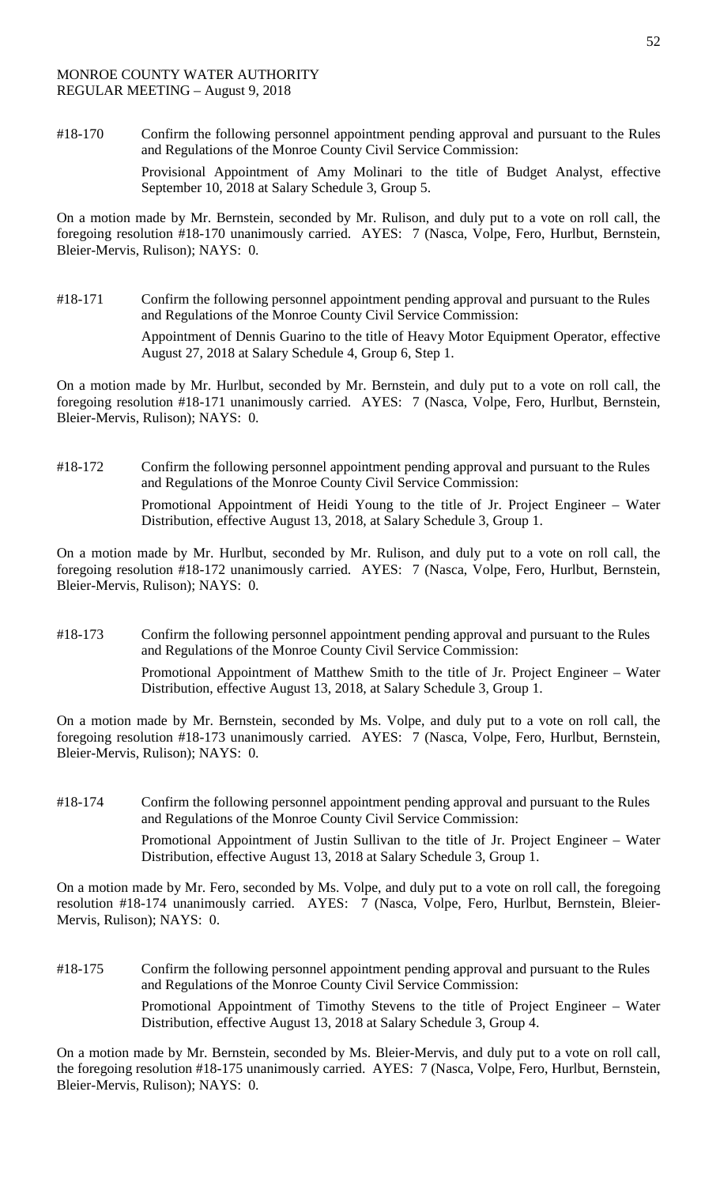MONROE COUNTY WATER AUTHORITY
REGULAR MEETING – August 9, 2018

#18-170 Confirm the following personnel appointment pending approval and pursuant to the Rules and Regulations of the Monroe County Civil Service Commission:

Provisional Appointment of Amy Molinari to the title of Budget Analyst, effective September 10, 2018 at Salary Schedule 3, Group 5.

On a motion made by Mr. Bernstein, seconded by Mr. Rulison, and duly put to a vote on roll call, the foregoing resolution #18-170 unanimously carried. AYES: 7 (Nasca, Volpe, Fero, Hurlbut, Bernstein, Bleier-Mervis, Rulison); NAYS: 0.

#18-171 Confirm the following personnel appointment pending approval and pursuant to the Rules and Regulations of the Monroe County Civil Service Commission:

Appointment of Dennis Guarino to the title of Heavy Motor Equipment Operator, effective August 27, 2018 at Salary Schedule 4, Group 6, Step 1.

On a motion made by Mr. Hurlbut, seconded by Mr. Bernstein, and duly put to a vote on roll call, the foregoing resolution #18-171 unanimously carried. AYES: 7 (Nasca, Volpe, Fero, Hurlbut, Bernstein, Bleier-Mervis, Rulison); NAYS: 0.

#18-172 Confirm the following personnel appointment pending approval and pursuant to the Rules and Regulations of the Monroe County Civil Service Commission:

Promotional Appointment of Heidi Young to the title of Jr. Project Engineer – Water Distribution, effective August 13, 2018, at Salary Schedule 3, Group 1.

On a motion made by Mr. Hurlbut, seconded by Mr. Rulison, and duly put to a vote on roll call, the foregoing resolution #18-172 unanimously carried. AYES: 7 (Nasca, Volpe, Fero, Hurlbut, Bernstein, Bleier-Mervis, Rulison); NAYS: 0.

#18-173 Confirm the following personnel appointment pending approval and pursuant to the Rules and Regulations of the Monroe County Civil Service Commission:

Promotional Appointment of Matthew Smith to the title of Jr. Project Engineer – Water Distribution, effective August 13, 2018, at Salary Schedule 3, Group 1.

On a motion made by Mr. Bernstein, seconded by Ms. Volpe, and duly put to a vote on roll call, the foregoing resolution #18-173 unanimously carried. AYES: 7 (Nasca, Volpe, Fero, Hurlbut, Bernstein, Bleier-Mervis, Rulison); NAYS: 0.

#18-174 Confirm the following personnel appointment pending approval and pursuant to the Rules and Regulations of the Monroe County Civil Service Commission:

Promotional Appointment of Justin Sullivan to the title of Jr. Project Engineer – Water Distribution, effective August 13, 2018 at Salary Schedule 3, Group 1.

On a motion made by Mr. Fero, seconded by Ms. Volpe, and duly put to a vote on roll call, the foregoing resolution #18-174 unanimously carried. AYES: 7 (Nasca, Volpe, Fero, Hurlbut, Bernstein, Bleier-Mervis, Rulison); NAYS: 0.

#18-175 Confirm the following personnel appointment pending approval and pursuant to the Rules and Regulations of the Monroe County Civil Service Commission:

Promotional Appointment of Timothy Stevens to the title of Project Engineer – Water Distribution, effective August 13, 2018 at Salary Schedule 3, Group 4.

On a motion made by Mr. Bernstein, seconded by Ms. Bleier-Mervis, and duly put to a vote on roll call, the foregoing resolution #18-175 unanimously carried. AYES: 7 (Nasca, Volpe, Fero, Hurlbut, Bernstein, Bleier-Mervis, Rulison); NAYS: 0.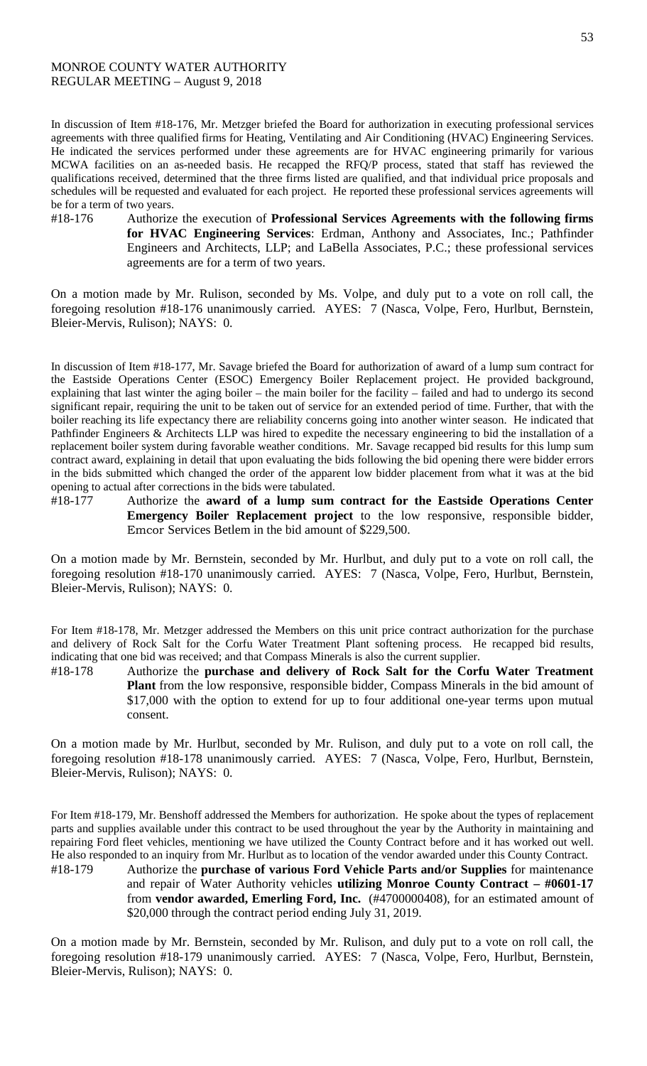In discussion of Item #18-176, Mr. Metzger briefed the Board for authorization in executing professional services agreements with three qualified firms for Heating, Ventilating and Air Conditioning (HVAC) Engineering Services. He indicated the services performed under these agreements are for HVAC engineering primarily for various MCWA facilities on an as-needed basis. He recapped the RFQ/P process, stated that staff has reviewed the qualifications received, determined that the three firms listed are qualified, and that individual price proposals and schedules will be requested and evaluated for each project. He reported these professional services agreements will be for a term of two years.

#18-176 Authorize the execution of **Professional Services Agreements with the following firms for HVAC Engineering Services**: Erdman, Anthony and Associates, Inc.; Pathfinder Engineers and Architects, LLP; and LaBella Associates, P.C.; these professional services agreements are for a term of two years.

On a motion made by Mr. Rulison, seconded by Ms. Volpe, and duly put to a vote on roll call, the foregoing resolution #18-176 unanimously carried. AYES: 7 (Nasca, Volpe, Fero, Hurlbut, Bernstein, Bleier-Mervis, Rulison); NAYS: 0.

In discussion of Item #18-177, Mr. Savage briefed the Board for authorization of award of a lump sum contract for the Eastside Operations Center (ESOC) Emergency Boiler Replacement project. He provided background, explaining that last winter the aging boiler – the main boiler for the facility – failed and had to undergo its second significant repair, requiring the unit to be taken out of service for an extended period of time. Further, that with the boiler reaching its life expectancy there are reliability concerns going into another winter season. He indicated that Pathfinder Engineers & Architects LLP was hired to expedite the necessary engineering to bid the installation of a replacement boiler system during favorable weather conditions. Mr. Savage recapped bid results for this lump sum contract award, explaining in detail that upon evaluating the bids following the bid opening there were bidder errors in the bids submitted which changed the order of the apparent low bidder placement from what it was at the bid opening to actual after corrections in the bids were tabulated.

#18-177 Authorize the **award of a lump sum contract for the Eastside Operations Center Emergency Boiler Replacement project** to the low responsive, responsible bidder, Emcor Services Betlem in the bid amount of $229,500.

On a motion made by Mr. Bernstein, seconded by Mr. Hurlbut, and duly put to a vote on roll call, the foregoing resolution #18-170 unanimously carried. AYES: 7 (Nasca, Volpe, Fero, Hurlbut, Bernstein, Bleier-Mervis, Rulison); NAYS: 0.

For Item #18-178, Mr. Metzger addressed the Members on this unit price contract authorization for the purchase and delivery of Rock Salt for the Corfu Water Treatment Plant softening process. He recapped bid results, indicating that one bid was received; and that Compass Minerals is also the current supplier.

#18-178 Authorize the **purchase and delivery of Rock Salt for the Corfu Water Treatment Plant** from the low responsive, responsible bidder, Compass Minerals in the bid amount of $17,000 with the option to extend for up to four additional one-year terms upon mutual consent.

On a motion made by Mr. Hurlbut, seconded by Mr. Rulison, and duly put to a vote on roll call, the foregoing resolution #18-178 unanimously carried. AYES: 7 (Nasca, Volpe, Fero, Hurlbut, Bernstein, Bleier-Mervis, Rulison); NAYS: 0.

For Item #18-179, Mr. Benshoff addressed the Members for authorization. He spoke about the types of replacement parts and supplies available under this contract to be used throughout the year by the Authority in maintaining and repairing Ford fleet vehicles, mentioning we have utilized the County Contract before and it has worked out well. He also responded to an inquiry from Mr. Hurlbut as to location of the vendor awarded under this County Contract.

#18-179 Authorize the **purchase of various Ford Vehicle Parts and/or Supplies** for maintenance and repair of Water Authority vehicles **utilizing Monroe County Contract – #0601-17** from **vendor awarded, Emerling Ford, Inc.** (#4700000408), for an estimated amount of $20,000 through the contract period ending July 31, 2019.

On a motion made by Mr. Bernstein, seconded by Mr. Rulison, and duly put to a vote on roll call, the foregoing resolution #18-179 unanimously carried. AYES: 7 (Nasca, Volpe, Fero, Hurlbut, Bernstein, Bleier-Mervis, Rulison); NAYS: 0.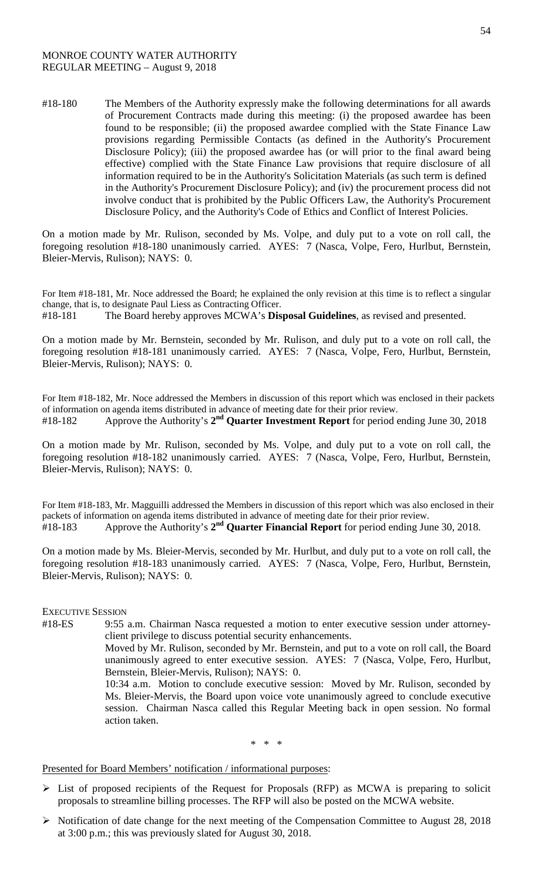#18-180 The Members of the Authority expressly make the following determinations for all awards of Procurement Contracts made during this meeting: (i) the proposed awardee has been found to be responsible; (ii) the proposed awardee complied with the State Finance Law provisions regarding Permissible Contacts (as defined in the Authority's Procurement Disclosure Policy); (iii) the proposed awardee has (or will prior to the final award being effective) complied with the State Finance Law provisions that require disclosure of all information required to be in the Authority's Solicitation Materials (as such term is defined in the Authority's Procurement Disclosure Policy); and (iv) the procurement process did not involve conduct that is prohibited by the Public Officers Law, the Authority's Procurement Disclosure Policy, and the Authority's Code of Ethics and Conflict of Interest Policies.

On a motion made by Mr. Rulison, seconded by Ms. Volpe, and duly put to a vote on roll call, the foregoing resolution #18-180 unanimously carried. AYES: 7 (Nasca, Volpe, Fero, Hurlbut, Bernstein, Bleier-Mervis, Rulison); NAYS: 0.

For Item #18-181, Mr. Noce addressed the Board; he explained the only revision at this time is to reflect a singular change, that is, to designate Paul Liess as Contracting Officer.

#18-181 The Board hereby approves MCWA's **Disposal Guidelines**, as revised and presented.

On a motion made by Mr. Bernstein, seconded by Mr. Rulison, and duly put to a vote on roll call, the foregoing resolution #18-181 unanimously carried. AYES: 7 (Nasca, Volpe, Fero, Hurlbut, Bernstein, Bleier-Mervis, Rulison); NAYS: 0.

For Item #18-182, Mr. Noce addressed the Members in discussion of this report which was enclosed in their packets of information on agenda items distributed in advance of meeting date for their prior review.

#18-182 Approve the Authority's **2nd Quarter Investment Report** for period ending June 30, 2018

On a motion made by Mr. Rulison, seconded by Ms. Volpe, and duly put to a vote on roll call, the foregoing resolution #18-182 unanimously carried. AYES: 7 (Nasca, Volpe, Fero, Hurlbut, Bernstein, Bleier-Mervis, Rulison); NAYS: 0.

For Item #18-183, Mr. Magguilli addressed the Members in discussion of this report which was also enclosed in their packets of information on agenda items distributed in advance of meeting date for their prior review.

#18-183 Approve the Authority's **2nd Quarter Financial Report** for period ending June 30, 2018.

On a motion made by Ms. Bleier-Mervis, seconded by Mr. Hurlbut, and duly put to a vote on roll call, the foregoing resolution #18-183 unanimously carried. AYES: 7 (Nasca, Volpe, Fero, Hurlbut, Bernstein, Bleier-Mervis, Rulison); NAYS: 0.

EXECUTIVE SESSION

#18-ES 9:55 a.m. Chairman Nasca requested a motion to enter executive session under attorney-client privilege to discuss potential security enhancements.

Moved by Mr. Rulison, seconded by Mr. Bernstein, and put to a vote on roll call, the Board unanimously agreed to enter executive session. AYES: 7 (Nasca, Volpe, Fero, Hurlbut, Bernstein, Bleier-Mervis, Rulison); NAYS: 0.

10:34 a.m. Motion to conclude executive session: Moved by Mr. Rulison, seconded by Ms. Bleier-Mervis, the Board upon voice vote unanimously agreed to conclude executive session. Chairman Nasca called this Regular Meeting back in open session. No formal action taken.

\* \* \*

Presented for Board Members' notification / informational purposes:

- List of proposed recipients of the Request for Proposals (RFP) as MCWA is preparing to solicit proposals to streamline billing processes. The RFP will also be posted on the MCWA website.
- Notification of date change for the next meeting of the Compensation Committee to August 28, 2018 at 3:00 p.m.; this was previously slated for August 30, 2018.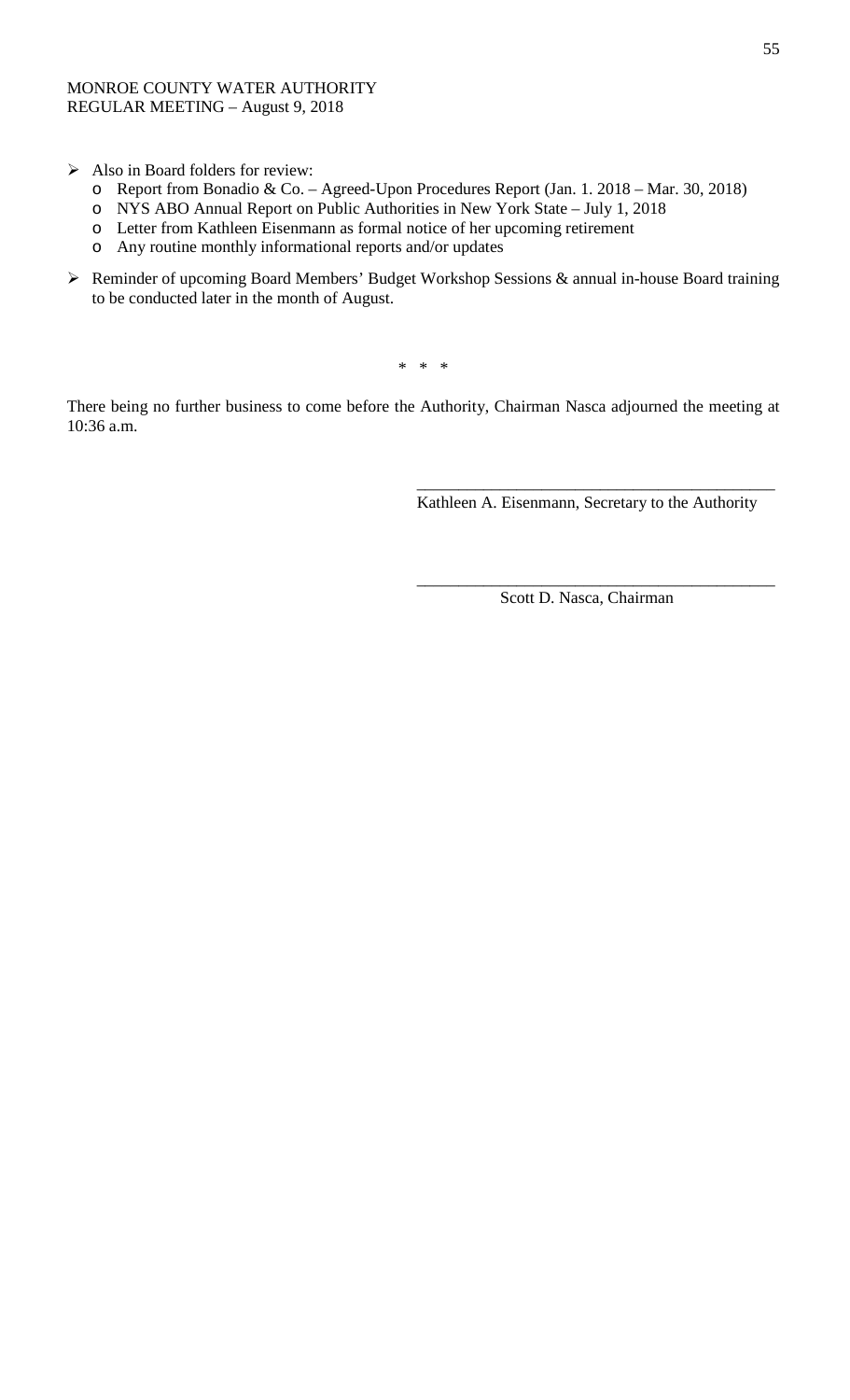- Also in Board folders for review:
  - Report from Bonadio & Co. – Agreed-Upon Procedures Report (Jan. 1. 2018 – Mar. 30, 2018)
  - NYS ABO Annual Report on Public Authorities in New York State – July 1, 2018
  - Letter from Kathleen Eisenmann as formal notice of her upcoming retirement
  - Any routine monthly informational reports and/or updates
- Reminder of upcoming Board Members' Budget Workshop Sessions & annual in-house Board training to be conducted later in the month of August.

\* \* \*

There being no further business to come before the Authority, Chairman Nasca adjourned the meeting at 10:36 a.m.

_____________________________________________
Kathleen A. Eisenmann, Secretary to the Authority

_____________________________________________
Scott D. Nasca, Chairman